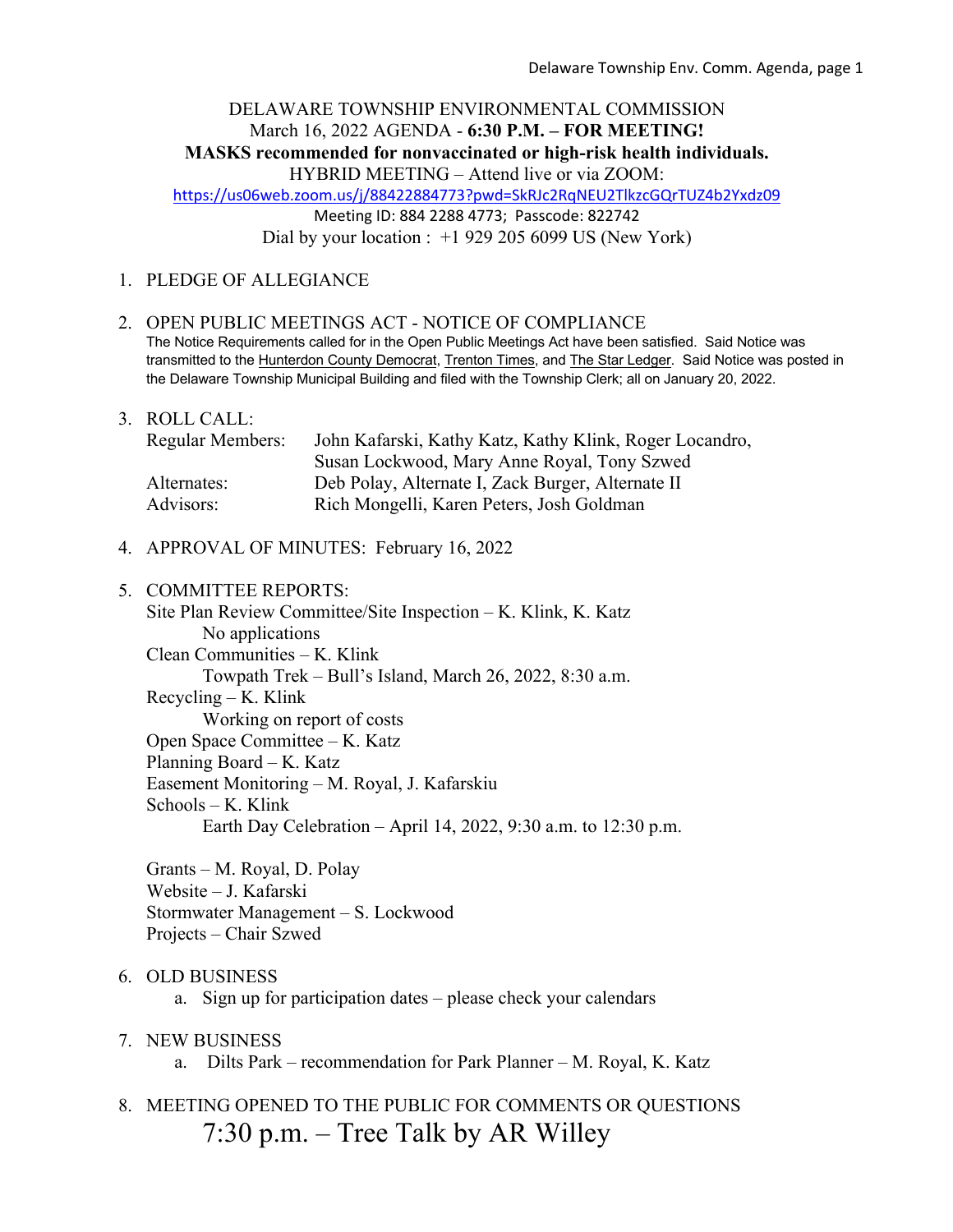DELAWARE TOWNSHIP ENVIRONMENTAL COMMISSION
March 16, 2022 AGENDA - **6:30 P.M. – FOR MEETING!**
**MASKS recommended for nonvaccinated or high-risk health individuals.**
HYBRID MEETING – Attend live or via ZOOM:
https://us06web.zoom.us/j/88422884773?pwd=SkRJc2RqNEU2TlkzcGQrTUZ4b2Yxdz09
Meeting ID: 884 2288 4773; Passcode: 822742
Dial by your location : +1 929 205 6099 US (New York)

1. PLEDGE OF ALLEGIANCE

2. OPEN PUBLIC MEETINGS ACT - NOTICE OF COMPLIANCE
   The Notice Requirements called for in the Open Public Meetings Act have been satisfied. Said Notice was transmitted to the Hunterdon County Democrat, Trenton Times, and The Star Ledger. Said Notice was posted in the Delaware Township Municipal Building and filed with the Township Clerk; all on January 20, 2022.

3. ROLL CALL:

   | | |
   |---|---|
   | Regular Members: | John Kafarski, Kathy Katz, Kathy Klink, Roger Locandro, Susan Lockwood, Mary Anne Royal, Tony Szwed |
   | Alternates: | Deb Polay, Alternate I, Zack Burger, Alternate II |
   | Advisors: | Rich Mongelli, Karen Peters, Josh Goldman |

4. APPROVAL OF MINUTES: February 16, 2022

5. COMMITTEE REPORTS:
   Site Plan Review Committee/Site Inspection – K. Klink, K. Katz
      No applications
   Clean Communities – K. Klink
      Towpath Trek – Bull's Island, March 26, 2022, 8:30 a.m.
   Recycling – K. Klink
      Working on report of costs
   Open Space Committee – K. Katz
   Planning Board – K. Katz
   Easement Monitoring – M. Royal, J. Kafarskiu
   Schools – K. Klink
      Earth Day Celebration – April 14, 2022, 9:30 a.m. to 12:30 p.m.

   Grants – M. Royal, D. Polay
   Website – J. Kafarski
   Stormwater Management – S. Lockwood
   Projects – Chair Szwed

6. OLD BUSINESS
   a. Sign up for participation dates – please check your calendars

7. NEW BUSINESS
   a. Dilts Park – recommendation for Park Planner – M. Royal, K. Katz

8. MEETING OPENED TO THE PUBLIC FOR COMMENTS OR QUESTIONS
   7:30 p.m. – Tree Talk by AR Willey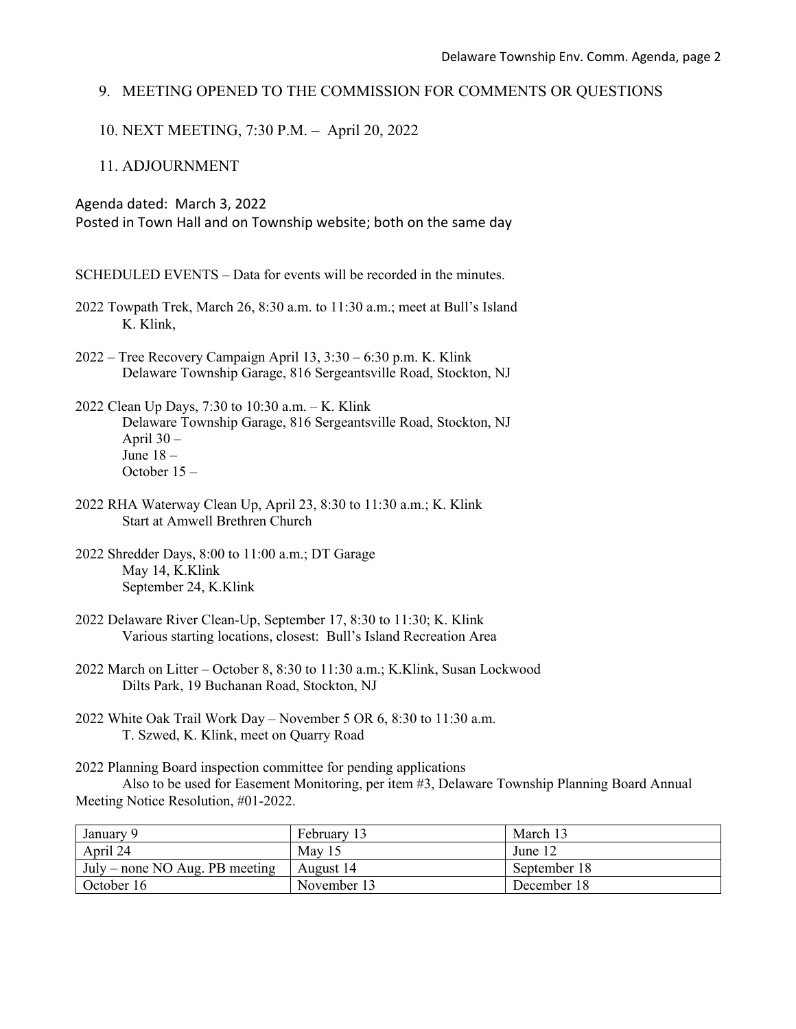9. MEETING OPENED TO THE COMMISSION FOR COMMENTS OR QUESTIONS

10. NEXT MEETING, 7:30 P.M. – April 20, 2022

11. ADJOURNMENT

Agenda dated: March 3, 2022
Posted in Town Hall and on Township website; both on the same day

SCHEDULED EVENTS – Data for events will be recorded in the minutes.

2022 Towpath Trek, March 26, 8:30 a.m. to 11:30 a.m.; meet at Bull's Island
K. Klink,

2022 – Tree Recovery Campaign April 13, 3:30 – 6:30 p.m. K. Klink
Delaware Township Garage, 816 Sergeantsville Road, Stockton, NJ

2022 Clean Up Days, 7:30 to 10:30 a.m. – K. Klink
Delaware Township Garage, 816 Sergeantsville Road, Stockton, NJ
April 30 –
June 18 –
October 15 –

2022 RHA Waterway Clean Up, April 23, 8:30 to 11:30 a.m.; K. Klink
Start at Amwell Brethren Church

2022 Shredder Days, 8:00 to 11:00 a.m.; DT Garage
May 14, K.Klink
September 24, K.Klink

2022 Delaware River Clean-Up, September 17, 8:30 to 11:30; K. Klink
Various starting locations, closest: Bull's Island Recreation Area

2022 March on Litter – October 8, 8:30 to 11:30 a.m.; K.Klink, Susan Lockwood
Dilts Park, 19 Buchanan Road, Stockton, NJ

2022 White Oak Trail Work Day – November 5 OR 6, 8:30 to 11:30 a.m.
T. Szwed, K. Klink, meet on Quarry Road

2022 Planning Board inspection committee for pending applications
Also to be used for Easement Monitoring, per item #3, Delaware Township Planning Board Annual Meeting Notice Resolution, #01-2022.

| | | |
|---|---|---|
| January 9 | February 13 | March 13 |
| April 24 | May 15 | June 12 |
| July – none NO Aug. PB meeting | August 14 | September 18 |
| October 16 | November 13 | December 18 |